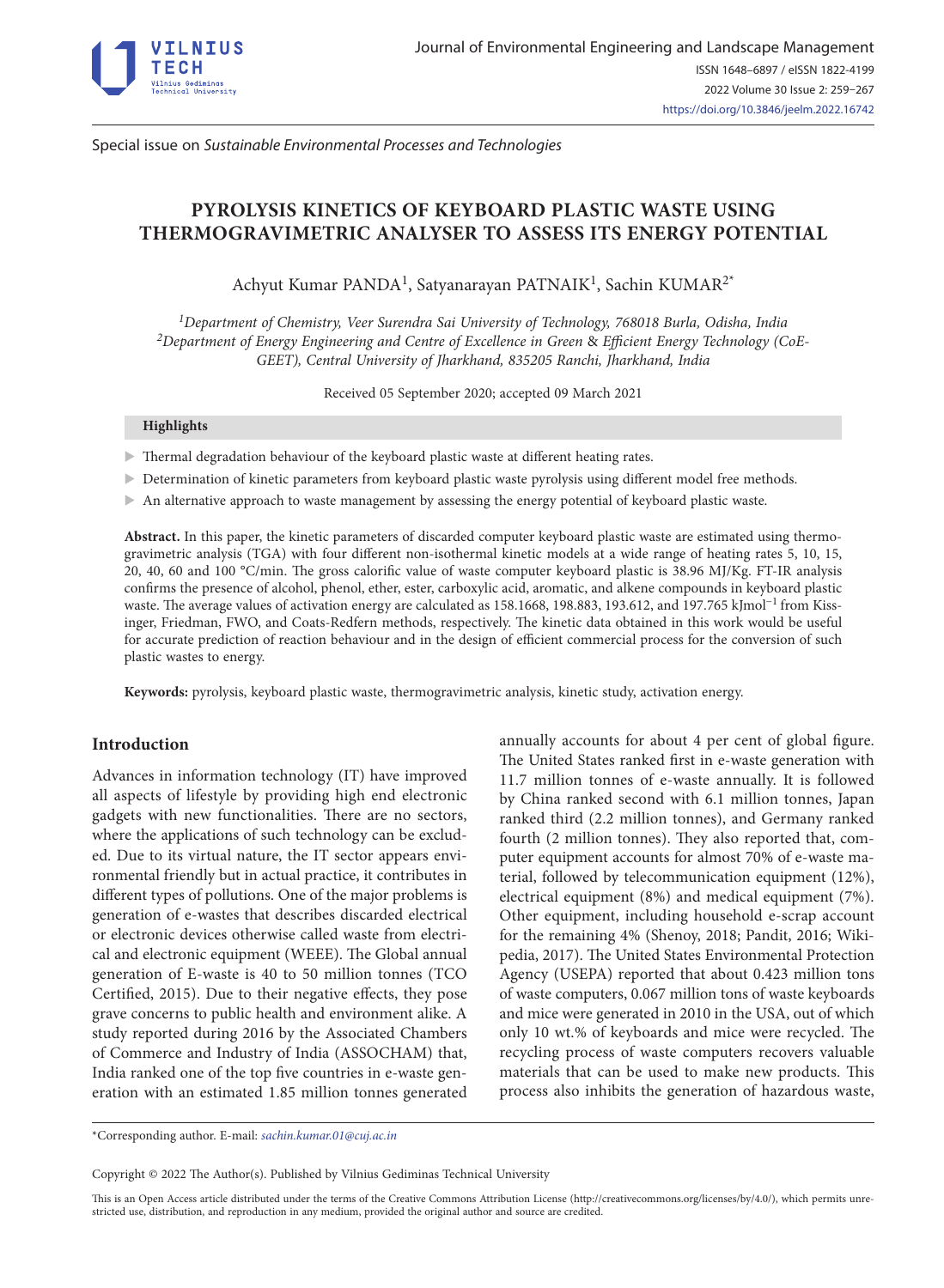Special issue on *Sustainable Environmental Processes and Technologies*

# PYROLYSIS KINETICS OF KEYBOARD PLASTIC WASTE USING THERMOGRAVIMETRIC ANALYSER TO ASSESS ITS ENERGY POTENTIAL

Achyut Kumar PANDA[1], Satyanarayan PATNAIK[1], Sachin KUMAR[2*]

[1]*Department of Chemistry, Veer Surendra Sai University of Technology, 768018 Burla, Odisha, India*
[2]*Department of Energy Engineering and Centre of Excellence in Green & Efficient Energy Technology (CoE-GEET), Central University of Jharkhand, 835205 Ranchi, Jharkhand, India*

Received 05 September 2020; accepted 09 March 2021

**Highlights**

- Thermal degradation behaviour of the keyboard plastic waste at different heating rates.
- Determination of kinetic parameters from keyboard plastic waste pyrolysis using different model free methods.
- An alternative approach to waste management by assessing the energy potential of keyboard plastic waste.

**Abstract.** In this paper, the kinetic parameters of discarded computer keyboard plastic waste are estimated using thermogravimetric analysis (TGA) with four different non-isothermal kinetic models at a wide range of heating rates 5, 10, 15, 20, 40, 60 and 100 °C/min. The gross calorific value of waste computer keyboard plastic is 38.96 MJ/Kg. FT-IR analysis confirms the presence of alcohol, phenol, ether, ester, carboxylic acid, aromatic, and alkene compounds in keyboard plastic waste. The average values of activation energy are calculated as 158.1668, 198.883, 193.612, and 197.765 $kJmol^{-1}$ from Kissinger, Friedman, FWO, and Coats-Redfern methods, respectively. The kinetic data obtained in this work would be useful for accurate prediction of reaction behaviour and in the design of efficient commercial process for the conversion of such plastic wastes to energy.

**Keywords:** pyrolysis, keyboard plastic waste, thermogravimetric analysis, kinetic study, activation energy.

## Introduction

Advances in information technology (IT) have improved all aspects of lifestyle by providing high end electronic gadgets with new functionalities. There are no sectors, where the applications of such technology can be excluded. Due to its virtual nature, the IT sector appears environmental friendly but in actual practice, it contributes in different types of pollutions. One of the major problems is generation of e-wastes that describes discarded electrical or electronic devices otherwise called waste from electrical and electronic equipment (WEEE). The Global annual generation of E-waste is 40 to 50 million tonnes (TCO Certified, 2015). Due to their negative effects, they pose grave concerns to public health and environment alike. A study reported during 2016 by the Associated Chambers of Commerce and Industry of India (ASSOCHAM) that, India ranked one of the top five countries in e-waste generation with an estimated 1.85 million tonnes generated annually accounts for about 4 per cent of global figure. The United States ranked first in e-waste generation with 11.7 million tonnes of e-waste annually. It is followed by China ranked second with 6.1 million tonnes, Japan ranked third (2.2 million tonnes), and Germany ranked fourth (2 million tonnes). They also reported that, computer equipment accounts for almost 70% of e-waste material, followed by telecommunication equipment (12%), electrical equipment (8%) and medical equipment (7%). Other equipment, including household e-scrap account for the remaining 4% (Shenoy, 2018; Pandit, 2016; Wikipedia, 2017). The United States Environmental Protection Agency (USEPA) reported that about 0.423 million tons of waste computers, 0.067 million tons of waste keyboards and mice were generated in 2010 in the USA, out of which only 10 wt.% of keyboards and mice were recycled. The recycling process of waste computers recovers valuable materials that can be used to make new products. This process also inhibits the generation of hazardous waste,

*Corresponding author. E-mail: *sachin.kumar.01@cuj.ac.in*

Copyright © 2022 The Author(s). Published by Vilnius Gediminas Technical University

This is an Open Access article distributed under the terms of the Creative Commons Attribution License (http://creativecommons.org/licenses/by/4.0/), which permits unrestricted use, distribution, and reproduction in any medium, provided the original author and source are credited.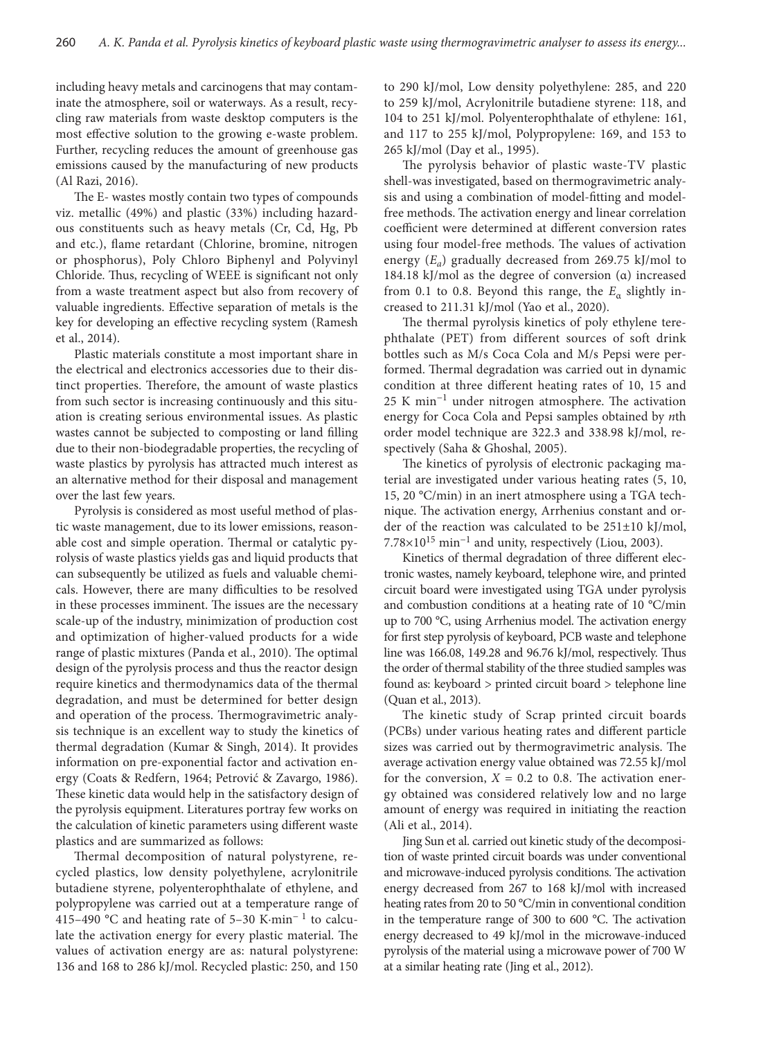including heavy metals and carcinogens that may contaminate the atmosphere, soil or waterways. As a result, recycling raw materials from waste desktop computers is the most effective solution to the growing e-waste problem. Further, recycling reduces the amount of greenhouse gas emissions caused by the manufacturing of new products (Al Razi, 2016).

The E- wastes mostly contain two types of compounds viz. metallic (49%) and plastic (33%) including hazardous constituents such as heavy metals (Cr, Cd, Hg, Pb and etc.), flame retardant (Chlorine, bromine, nitrogen or phosphorus), Poly Chloro Biphenyl and Polyvinyl Chloride. Thus, recycling of WEEE is significant not only from a waste treatment aspect but also from recovery of valuable ingredients. Effective separation of metals is the key for developing an effective recycling system (Ramesh et al., 2014).

Plastic materials constitute a most important share in the electrical and electronics accessories due to their distinct properties. Therefore, the amount of waste plastics from such sector is increasing continuously and this situation is creating serious environmental issues. As plastic wastes cannot be subjected to composting or land filling due to their non-biodegradable properties, the recycling of waste plastics by pyrolysis has attracted much interest as an alternative method for their disposal and management over the last few years.

Pyrolysis is considered as most useful method of plastic waste management, due to its lower emissions, reasonable cost and simple operation. Thermal or catalytic pyrolysis of waste plastics yields gas and liquid products that can subsequently be utilized as fuels and valuable chemicals. However, there are many difficulties to be resolved in these processes imminent. The issues are the necessary scale-up of the industry, minimization of production cost and optimization of higher-valued products for a wide range of plastic mixtures (Panda et al., 2010). The optimal design of the pyrolysis process and thus the reactor design require kinetics and thermodynamics data of the thermal degradation, and must be determined for better design and operation of the process. Thermogravimetric analysis technique is an excellent way to study the kinetics of thermal degradation (Kumar & Singh, 2014). It provides information on pre-exponential factor and activation energy (Coats & Redfern, 1964; Petrović & Zavargo, 1986). These kinetic data would help in the satisfactory design of the pyrolysis equipment. Literatures portray few works on the calculation of kinetic parameters using different waste plastics and are summarized as follows:

Thermal decomposition of natural polystyrene, recycled plastics, low density polyethylene, acrylonitrile butadiene styrene, polyenterophthalate of ethylene, and polypropylene was carried out at a temperature range of 415–490 °C and heating rate of 5–30 K·min$^{-1}$ to calculate the activation energy for every plastic material. The values of activation energy are as: natural polystyrene: 136 and 168 to 286 kJ/mol. Recycled plastic: 250, and 150 to 290 kJ/mol, Low density polyethylene: 285, and 220 to 259 kJ/mol, Acrylonitrile butadiene styrene: 118, and 104 to 251 kJ/mol. Polyenterophthalate of ethylene: 161, and 117 to 255 kJ/mol, Polypropylene: 169, and 153 to 265 kJ/mol (Day et al., 1995).

The pyrolysis behavior of plastic waste-TV plastic shell-was investigated, based on thermogravimetric analysis and using a combination of model-fitting and model-free methods. The activation energy and linear correlation coefficient were determined at different conversion rates using four model-free methods. The values of activation energy ($E_a$) gradually decreased from 269.75 kJ/mol to 184.18 kJ/mol as the degree of conversion (α) increased from 0.1 to 0.8. Beyond this range, the $E_\alpha$ slightly increased to 211.31 kJ/mol (Yao et al., 2020).

The thermal pyrolysis kinetics of poly ethylene terephthalate (PET) from different sources of soft drink bottles such as M/s Coca Cola and M/s Pepsi were performed. Thermal degradation was carried out in dynamic condition at three different heating rates of 10, 15 and 25 K min$^{-1}$ under nitrogen atmosphere. The activation energy for Coca Cola and Pepsi samples obtained by *n*th order model technique are 322.3 and 338.98 kJ/mol, respectively (Saha & Ghoshal, 2005).

The kinetics of pyrolysis of electronic packaging material are investigated under various heating rates (5, 10, 15, 20 °C/min) in an inert atmosphere using a TGA technique. The activation energy, Arrhenius constant and order of the reaction was calculated to be 251±10 kJ/mol, $7.78\times10^{15}$ min$^{-1}$ and unity, respectively (Liou, 2003).

Kinetics of thermal degradation of three different electronic wastes, namely keyboard, telephone wire, and printed circuit board were investigated using TGA under pyrolysis and combustion conditions at a heating rate of 10 °C/min up to 700 °C, using Arrhenius model. The activation energy for first step pyrolysis of keyboard, PCB waste and telephone line was 166.08, 149.28 and 96.76 kJ/mol, respectively. Thus the order of thermal stability of the three studied samples was found as: keyboard > printed circuit board > telephone line (Quan et al., 2013).

The kinetic study of Scrap printed circuit boards (PCBs) under various heating rates and different particle sizes was carried out by thermogravimetric analysis. The average activation energy value obtained was 72.55 kJ/mol for the conversion, $X$ = 0.2 to 0.8. The activation energy obtained was considered relatively low and no large amount of energy was required in initiating the reaction (Ali et al., 2014).

Jing Sun et al. carried out kinetic study of the decomposition of waste printed circuit boards was under conventional and microwave-induced pyrolysis conditions. The activation energy decreased from 267 to 168 kJ/mol with increased heating rates from 20 to 50 °C/min in conventional condition in the temperature range of 300 to 600 °C. The activation energy decreased to 49 kJ/mol in the microwave-induced pyrolysis of the material using a microwave power of 700 W at a similar heating rate (Jing et al., 2012).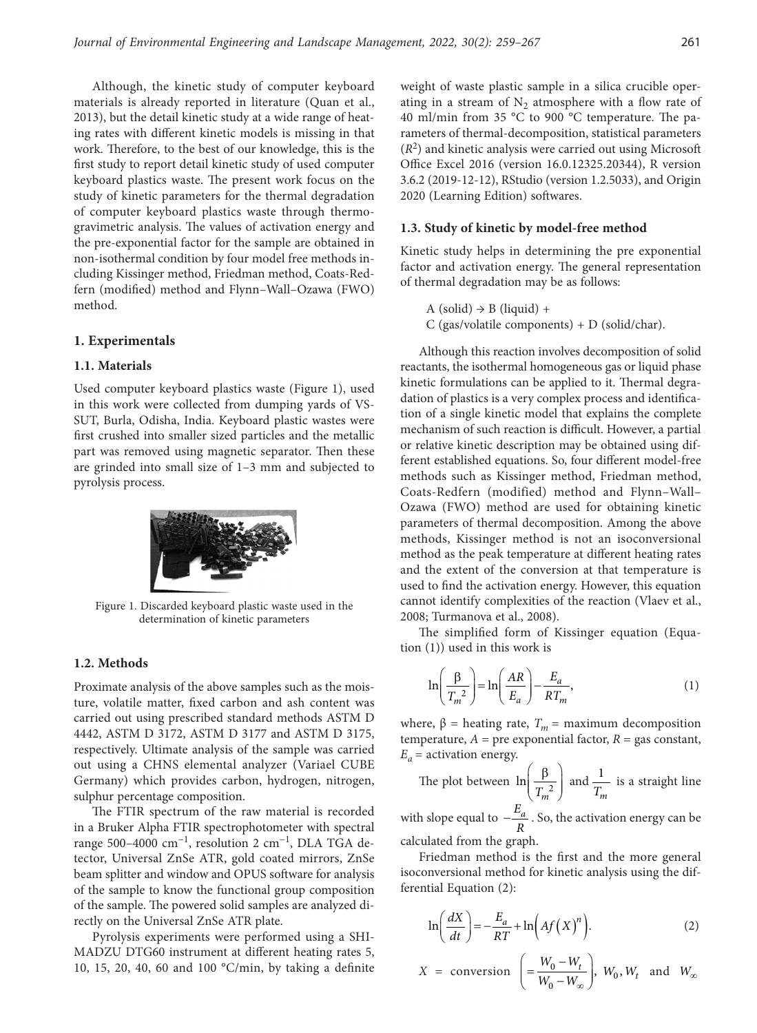Although, the kinetic study of computer keyboard materials is already reported in literature (Quan et al., 2013), but the detail kinetic study at a wide range of heating rates with different kinetic models is missing in that work. Therefore, to the best of our knowledge, this is the first study to report detail kinetic study of used computer keyboard plastics waste. The present work focus on the study of kinetic parameters for the thermal degradation of computer keyboard plastics waste through thermogravimetric analysis. The values of activation energy and the pre-exponential factor for the sample are obtained in non-isothermal condition by four model free methods including Kissinger method, Friedman method, Coats-Redfern (modified) method and Flynn–Wall–Ozawa (FWO) method.

## 1. Experimentals

### 1.1. Materials

Used computer keyboard plastics waste (Figure 1), used in this work were collected from dumping yards of VSSUT, Burla, Odisha, India. Keyboard plastic wastes were first crushed into smaller sized particles and the metallic part was removed using magnetic separator. Then these are grinded into small size of 1–3 mm and subjected to pyrolysis process.

Figure 1. Discarded keyboard plastic waste used in the determination of kinetic parameters

### 1.2. Methods

Proximate analysis of the above samples such as the moisture, volatile matter, fixed carbon and ash content was carried out using prescribed standard methods ASTM D 4442, ASTM D 3172, ASTM D 3177 and ASTM D 3175, respectively. Ultimate analysis of the sample was carried out using a CHNS elemental analyzer (Variael CUBE Germany) which provides carbon, hydrogen, nitrogen, sulphur percentage composition.

The FTIR spectrum of the raw material is recorded in a Bruker Alpha FTIR spectrophotometer with spectral range 500–4000 $cm^{-1}$, resolution 2 $cm^{-1}$, DLA TGA detector, Universal ZnSe ATR, gold coated mirrors, ZnSe beam splitter and window and OPUS software for analysis of the sample to know the functional group composition of the sample. The powered solid samples are analyzed directly on the Universal ZnSe ATR plate.

Pyrolysis experiments were performed using a SHIMADZU DTG60 instrument at different heating rates 5, 10, 15, 20, 40, 60 and 100 °C/min, by taking a definite weight of waste plastic sample in a silica crucible operating in a stream of $N_2$ atmosphere with a flow rate of 40 ml/min from 35 °C to 900 °C temperature. The parameters of thermal-decomposition, statistical parameters ($R^2$) and kinetic analysis were carried out using Microsoft Office Excel 2016 (version 16.0.12325.20344), R version 3.6.2 (2019-12-12), RStudio (version 1.2.5033), and Origin 2020 (Learning Edition) softwares.

### 1.3. Study of kinetic by model-free method

Kinetic study helps in determining the pre exponential factor and activation energy. The general representation of thermal degradation may be as follows:

A (solid) → B (liquid) +
C (gas/volatile components) + D (solid/char).

Although this reaction involves decomposition of solid reactants, the isothermal homogeneous gas or liquid phase kinetic formulations can be applied to it. Thermal degradation of plastics is a very complex process and identification of a single kinetic model that explains the complete mechanism of such reaction is difficult. However, a partial or relative kinetic description may be obtained using different established equations. So, four different model-free methods such as Kissinger method, Friedman method, Coats-Redfern (modified) method and Flynn–Wall–Ozawa (FWO) method are used for obtaining kinetic parameters of thermal decomposition. Among the above methods, Kissinger method is not an isoconversional method as the peak temperature at different heating rates and the extent of the conversion at that temperature is used to find the activation energy. However, this equation cannot identify complexities of the reaction (Vlaev et al., 2008; Turmanova et al., 2008).

The simplified form of Kissinger equation (Equation (1)) used in this work is

$$\ln\left(\frac{\beta}{T_m^{\,2}}\right) = \ln\left(\frac{AR}{E_a}\right) - \frac{E_a}{RT_m}, \tag{1}$$

where, $\beta$ = heating rate, $T_m$ = maximum decomposition temperature, $A$ = pre exponential factor, $R$ = gas constant, $E_a$ = activation energy.

The plot between $\ln\left(\frac{\beta}{T_m^{\,2}}\right)$ and $\frac{1}{T_m}$ is a straight line with slope equal to $-\frac{E_a}{R}$. So, the activation energy can be calculated from the graph.

Friedman method is the first and the more general isoconversional method for kinetic analysis using the differential Equation (2):

$$\ln\left(\frac{dX}{dt}\right) = -\frac{E_a}{RT} + \ln\left(Af\left(X\right)^n\right). \tag{2}$$

$X$ = conversion $\left(= \frac{W_0 - W_t}{W_0 - W_\infty}\right)$, $W_0, W_t$ and $W_\infty$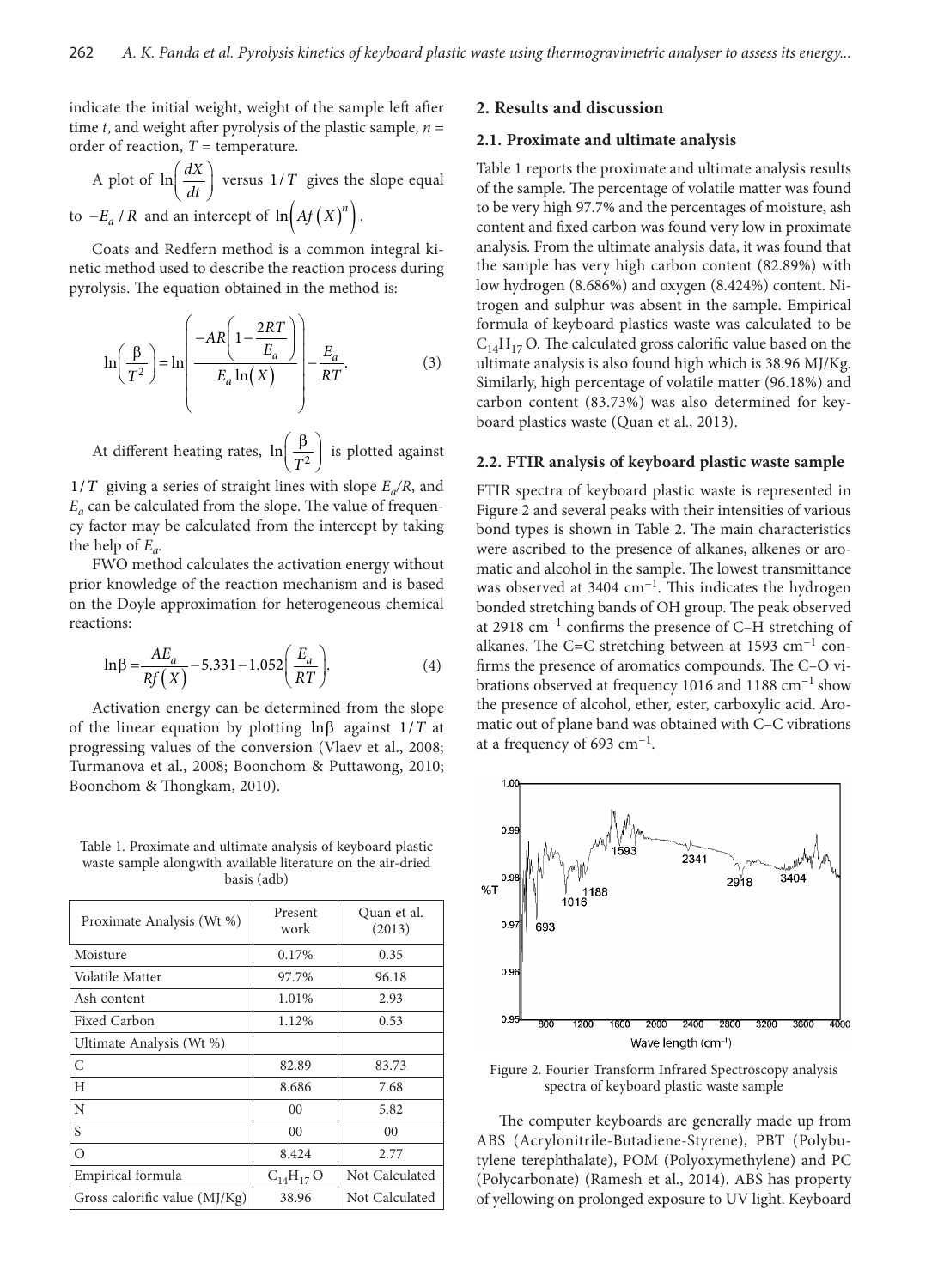indicate the initial weight, weight of the sample left after time *t*, and weight after pyrolysis of the plastic sample, $n$ = order of reaction, $T$ = temperature.

A plot of $\ln\left(\frac{dX}{dt}\right)$ versus $1/T$ gives the slope equal to $-E_a/R$ and an intercept of $\ln\left(Af\left(X\right)^n\right)$.

Coats and Redfern method is a common integral kinetic method used to describe the reaction process during pyrolysis. The equation obtained in the method is:

$$\ln\left(\frac{\beta}{T^2}\right)=\ln\left(\frac{-AR\left(1-\frac{2RT}{E_a}\right)}{E_a\ln\left(X\right)}\right)-\frac{E_a}{RT}. \quad (3)$$

At different heating rates, $\ln\left(\frac{\beta}{T^2}\right)$ is plotted against $1/T$ giving a series of straight lines with slope $E_a/R$, and $E_a$ can be calculated from the slope. The value of frequency factor may be calculated from the intercept by taking the help of $E_a$.

FWO method calculates the activation energy without prior knowledge of the reaction mechanism and is based on the Doyle approximation for heterogeneous chemical reactions:

$$\ln\beta=\frac{AE_a}{Rf\left(X\right)}-5.331-1.052\left(\frac{E_a}{RT}\right). \quad (4)$$

Activation energy can be determined from the slope of the linear equation by plotting $\ln\beta$ against $1/T$ at progressing values of the conversion (Vlaev et al., 2008; Turmanova et al., 2008; Boonchom & Puttawong, 2010; Boonchom & Thongkam, 2010).

Table 1. Proximate and ultimate analysis of keyboard plastic waste sample alongwith available literature on the air-dried basis (adb)

| Proximate Analysis (Wt %) | Present work | Quan et al. (2013) |
|---|---|---|
| Moisture | 0.17% | 0.35 |
| Volatile Matter | 97.7% | 96.18 |
| Ash content | 1.01% | 2.93 |
| Fixed Carbon | 1.12% | 0.53 |
| Ultimate Analysis (Wt %) | | |
| C | 82.89 | 83.73 |
| H | 8.686 | 7.68 |
| N | 00 | 5.82 |
| S | 00 | 00 |
| O | 8.424 | 2.77 |
| Empirical formula | $C_{14}H_{17}O$ | Not Calculated |
| Gross calorific value (MJ/Kg) | 38.96 | Not Calculated |

## 2. Results and discussion

### 2.1. Proximate and ultimate analysis

Table 1 reports the proximate and ultimate analysis results of the sample. The percentage of volatile matter was found to be very high 97.7% and the percentages of moisture, ash content and fixed carbon was found very low in proximate analysis. From the ultimate analysis data, it was found that the sample has very high carbon content (82.89%) with low hydrogen (8.686%) and oxygen (8.424%) content. Nitrogen and sulphur was absent in the sample. Empirical formula of keyboard plastics waste was calculated to be $C_{14}H_{17}O$. The calculated gross calorific value based on the ultimate analysis is also found high which is 38.96 MJ/Kg. Similarly, high percentage of volatile matter (96.18%) and carbon content (83.73%) was also determined for keyboard plastics waste (Quan et al., 2013).

### 2.2. FTIR analysis of keyboard plastic waste sample

FTIR spectra of keyboard plastic waste is represented in Figure 2 and several peaks with their intensities of various bond types is shown in Table 2. The main characteristics were ascribed to the presence of alkanes, alkenes or aromatic and alcohol in the sample. The lowest transmittance was observed at 3404 cm$^{-1}$. This indicates the hydrogen bonded stretching bands of OH group. The peak observed at 2918 cm$^{-1}$ confirms the presence of C–H stretching of alkanes. The C=C stretching between at 1593 cm$^{-1}$ confirms the presence of aromatics compounds. The C–O vibrations observed at frequency 1016 and 1188 cm$^{-1}$ show the presence of alcohol, ether, ester, carboxylic acid. Aromatic out of plane band was obtained with C–C vibrations at a frequency of 693 cm$^{-1}$.

Figure 2. Fourier Transform Infrared Spectroscopy analysis spectra of keyboard plastic waste sample

The computer keyboards are generally made up from ABS (Acrylonitrile-Butadiene-Styrene), PBT (Polybutylene terephthalate), POM (Polyoxymethylene) and PC (Polycarbonate) (Ramesh et al., 2014). ABS has property of yellowing on prolonged exposure to UV light. Keyboard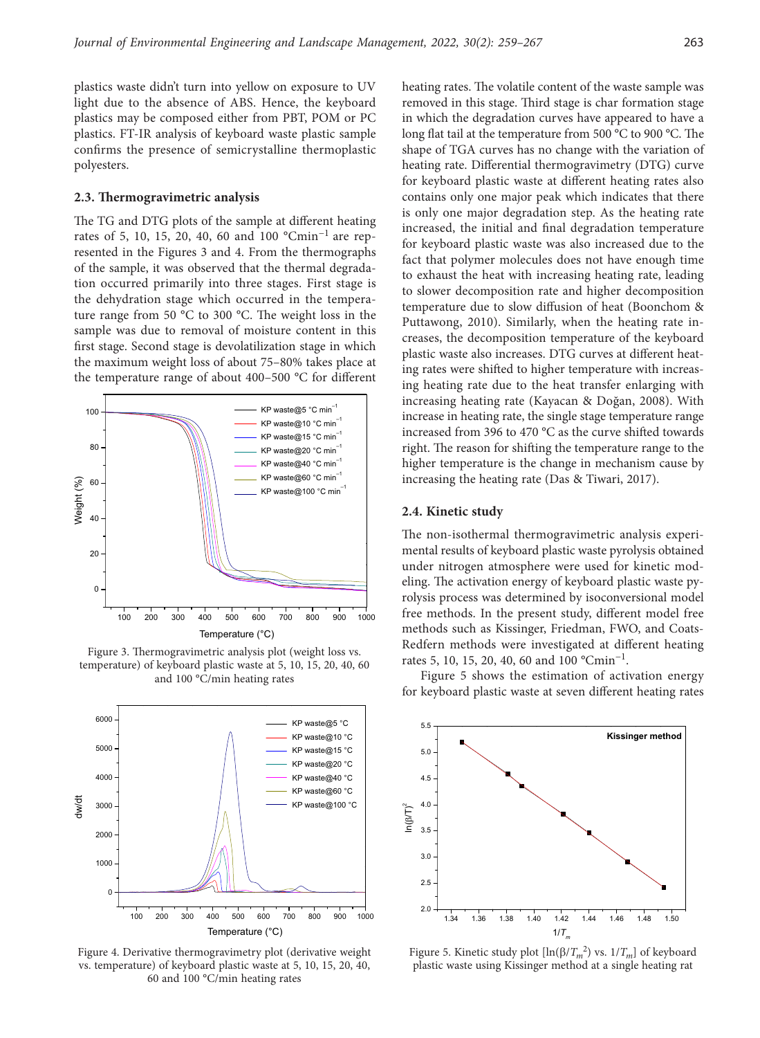plastics waste didn't turn into yellow on exposure to UV light due to the absence of ABS. Hence, the keyboard plastics may be composed either from PBT, POM or PC plastics. FT-IR analysis of keyboard waste plastic sample confirms the presence of semicrystalline thermoplastic polyesters.

### 2.3. Thermogravimetric analysis

The TG and DTG plots of the sample at different heating rates of 5, 10, 15, 20, 40, 60 and 100 °Cmin$^{-1}$ are represented in the Figures 3 and 4. From the thermographs of the sample, it was observed that the thermal degradation occurred primarily into three stages. First stage is the dehydration stage which occurred in the temperature range from 50 °C to 300 °C. The weight loss in the sample was due to removal of moisture content in this first stage. Second stage is devolatilization stage in which the maximum weight loss of about 75–80% takes place at the temperature range of about 400–500 °C for different heating rates. The volatile content of the waste sample was removed in this stage. Third stage is char formation stage in which the degradation curves have appeared to have a long flat tail at the temperature from 500 °C to 900 °C. The shape of TGA curves has no change with the variation of heating rate. Differential thermogravimetry (DTG) curve for keyboard plastic waste at different heating rates also contains only one major peak which indicates that there is only one major degradation step. As the heating rate increased, the initial and final degradation temperature for keyboard plastic waste was also increased due to the fact that polymer molecules does not have enough time to exhaust the heat with increasing heating rate, leading to slower decomposition rate and higher decomposition temperature due to slow diffusion of heat (Boonchom & Puttawong, 2010). Similarly, when the heating rate increases, the decomposition temperature of the keyboard plastic waste also increases. DTG curves at different heating rates were shifted to higher temperature with increasing heating rate due to the heat transfer enlarging with increasing heating rate (Kayacan & Doğan, 2008). With increase in heating rate, the single stage temperature range increased from 396 to 470 °C as the curve shifted towards right. The reason for shifting the temperature range to the higher temperature is the change in mechanism cause by increasing the heating rate (Das & Tiwari, 2017).

Figure 3. Thermogravimetric analysis plot (weight loss vs. temperature) of keyboard plastic waste at 5, 10, 15, 20, 40, 60 and 100 °C/min heating rates

Figure 4. Derivative thermogravimetry plot (derivative weight vs. temperature) of keyboard plastic waste at 5, 10, 15, 20, 40, 60 and 100 °C/min heating rates

### 2.4. Kinetic study

The non-isothermal thermogravimetric analysis experimental results of keyboard plastic waste pyrolysis obtained under nitrogen atmosphere were used for kinetic modeling. The activation energy of keyboard plastic waste pyrolysis process was determined by isoconversional model free methods. In the present study, different model free methods such as Kissinger, Friedman, FWO, and Coats-Redfern methods were investigated at different heating rates 5, 10, 15, 20, 40, 60 and 100 °Cmin$^{-1}$.

Figure 5 shows the estimation of activation energy for keyboard plastic waste at seven different heating rates

Figure 5. Kinetic study plot [$\ln(\beta/T_m^2)$ vs. $1/T_m$] of keyboard plastic waste using Kissinger method at a single heating rat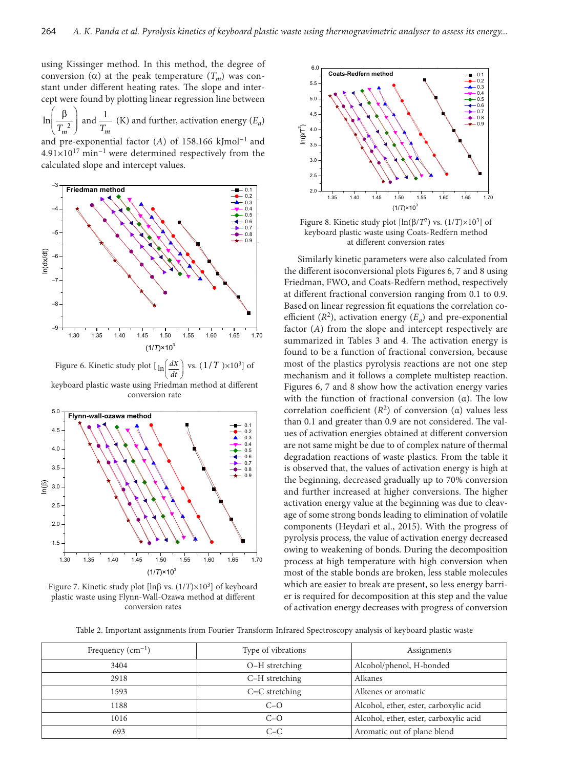using Kissinger method. In this method, the degree of conversion ($\alpha$) at the peak temperature ($T_m$) was constant under different heating rates. The slope and intercept were found by plotting linear regression line between $\ln\left(\frac{\beta}{T_m^{\,2}}\right)$ and $\frac{1}{T_m}$ (K) and further, activation energy ($E_a$) and pre-exponential factor ($A$) of 158.166 kJmol$^{-1}$ and $4.91\times10^{17}$ min$^{-1}$ were determined respectively from the calculated slope and intercept values.

Figure 6. Kinetic study plot [$\ln\left(\frac{dX}{dt}\right)$ vs. $(1/T)\times10^3$] of keyboard plastic waste using Friedman method at different conversion rate

Figure 7. Kinetic study plot [$\ln\beta$ vs. $(1/T)\times10^3$] of keyboard plastic waste using Flynn-Wall-Ozawa method at different conversion rates

Figure 8. Kinetic study plot [$\ln(\beta/T^2)$ vs. $(1/T)\times10^3$] of keyboard plastic waste using Coats-Redfern method at different conversion rates

Similarly kinetic parameters were also calculated from the different isoconversional plots Figures 6, 7 and 8 using Friedman, FWO, and Coats-Redfern method, respectively at different fractional conversion ranging from 0.1 to 0.9. Based on linear regression fit equations the correlation coefficient ($R^2$), activation energy ($E_a$) and pre-exponential factor ($A$) from the slope and intercept respectively are summarized in Tables 3 and 4. The activation energy is found to be a function of fractional conversion, because most of the plastics pyrolysis reactions are not one step mechanism and it follows a complete multistep reaction. Figures 6, 7 and 8 show how the activation energy varies with the function of fractional conversion ($\alpha$). The low correlation coefficient ($R^2$) of conversion ($\alpha$) values less than 0.1 and greater than 0.9 are not considered. The values of activation energies obtained at different conversion are not same might be due to of complex nature of thermal degradation reactions of waste plastics. From the table it is observed that, the values of activation energy is high at the beginning, decreased gradually up to 70% conversion and further increased at higher conversions. The higher activation energy value at the beginning was due to cleavage of some strong bonds leading to elimination of volatile components (Heydari et al., 2015). With the progress of pyrolysis process, the value of activation energy decreased owing to weakening of bonds. During the decomposition process at high temperature with high conversion when most of the stable bonds are broken, less stable molecules which are easier to break are present, so less energy barrier is required for decomposition at this step and the value of activation energy decreases with progress of conversion

Table 2. Important assignments from Fourier Transform Infrared Spectroscopy analysis of keyboard plastic waste

| Frequency (cm$^{-1}$) | Type of vibrations | Assignments |
|---|---|---|
| 3404 | O–H stretching | Alcohol/phenol, H-bonded |
| 2918 | C–H stretching | Alkanes |
| 1593 | C=C stretching | Alkenes or aromatic |
| 1188 | C–O | Alcohol, ether, ester, carboxylic acid |
| 1016 | C–O | Alcohol, ether, ester, carboxylic acid |
| 693 | C–C | Aromatic out of plane blend |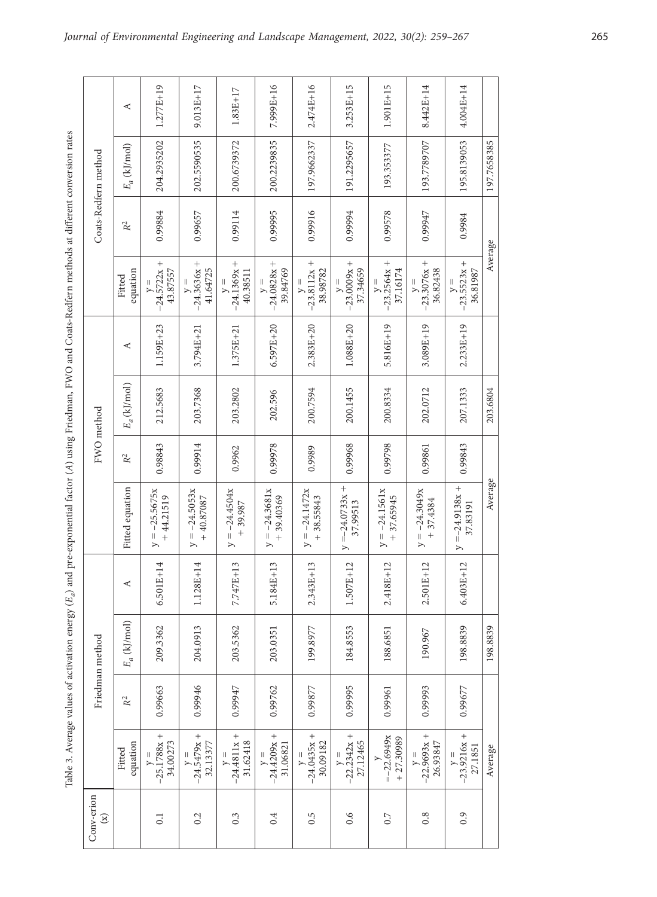Table 3. Average values of activation energy ($E_a$) and pre-exponential factor ($A$) using Friedman, FWO and Coats-Redfern methods at different conversion rates

| Conv-erion (x) | Friedman method | | | | FWO method | | | | Coats-Redfern method | | | |
|---|---|---|---|---|---|---|---|---|---|---|---|---|
| | Fitted equation | $R^2$ | $E_a$ (kJ/mol) | A | Fitted equation | $R^2$ | $E_a$ (kJ/mol) | A | Fitted equation | $R^2$ | $E_a$ (kJ/mol) | A |
| 0.1 | y = −25.1788x + 34.00273 | 0.99663 | 209.3362 | 6.501E+14 | y = −25.5675x + 44.21519 | 0.98843 | 212.5683 | 1.159E+23 | y = −24.5722x + 43.87557 | 0.99884 | 204.2935202 | 1.277E+19 |
| 0.2 | y = −24.5479x + 32.13377 | 0.99946 | 204.0913 | 1.128E+14 | y = −24.5053x + 40.87087 | 0.99914 | 203.7368 | 3.794E+21 | y = −24.3636x + 41.64725 | 0.99657 | 202.5590535 | 9.013E+17 |
| 0.3 | y = −24.4811x + 31.62418 | 0.99947 | 203.5362 | 7.747E+13 | y = −24.4504x + 39.987 | 0.9962 | 203.2802 | 1.375E+21 | y = −24.1369x + 40.38511 | 0.99114 | 200.6739372 | 1.83E+17 |
| 0.4 | y = −24.4209x + 31.06821 | 0.99762 | 203.0351 | 5.184E+13 | y = −24.3681x + 39.40369 | 0.99978 | 202.596 | 6.597E+20 | y = −24.0828x + 39.84769 | 0.99995 | 200.2239835 | 7.999E+16 |
| 0.5 | y = −24.0435x + 30.09182 | 0.99877 | 199.8977 | 2.343E+13 | y = −24.1472x + 38.55843 | 0.9989 | 200.7594 | 2.383E+20 | y = −23.8112x + 38.98782 | 0.99916 | 197.9662337 | 2.474E+16 |
| 0.6 | y = −22.2342x + 27.12465 | 0.99995 | 184.8553 | 1.507E+12 | y = −24.0733x + 37.99513 | 0.99968 | 200.1455 | 1.088E+20 | y = −23.0009x + 37.34659 | 0.99994 | 191.2295657 | 3.253E+15 |
| 0.7 | y = −22.6949x + 27.30989 | 0.99961 | 188.6851 | 2.418E+12 | y = −24.1561x + 37.65945 | 0.99798 | 200.8334 | 5.816E+19 | y = −23.2564x + 37.16174 | 0.99578 | 193.353377 | 1.901E+15 |
| 0.8 | y = −22.9693x + 26.93847 | 0.99993 | 190.967 | 2.501E+12 | y = −24.3049x + 37.4384 | 0.99861 | 202.0712 | 3.089E+19 | y = −23.3076x + 36.82438 | 0.99947 | 193.7789707 | 8.442E+14 |
| 0.9 | y = −23.9216x + 27.1851 | 0.99677 | 198.8839 | 6.403E+12 | y = −24.9138x + 37.83191 | 0.99843 | 207.1333 | 2.233E+19 | y = −23.5523x + 36.81987 | 0.9984 | 195.8139053 | 4.004E+14 |
| | Average | | 198.8839 | | Average | | 203.6804 | | Average | | 197.7658385 | |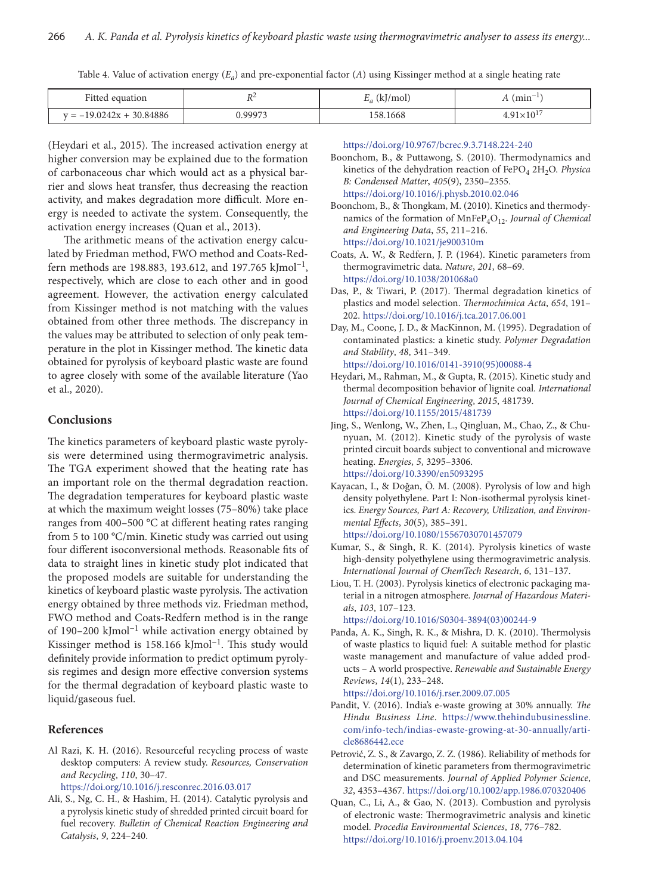Table 4. Value of activation energy ($E_a$) and pre-exponential factor ($A$) using Kissinger method at a single heating rate

| Fitted equation | $R^2$ | $E_a$ (kJ/mol) | $A$ (min$^{-1}$) |
|---|---|---|---|
| y = −19.0242x + 30.84886 | 0.99973 | 158.1668 | $4.91 \times 10^{17}$ |

(Heydari et al., 2015). The increased activation energy at higher conversion may be explained due to the formation of carbonaceous char which would act as a physical barrier and slows heat transfer, thus decreasing the reaction activity, and makes degradation more difficult. More energy is needed to activate the system. Consequently, the activation energy increases (Quan et al., 2013).

The arithmetic means of the activation energy calculated by Friedman method, FWO method and Coats-Redfern methods are 198.883, 193.612, and 197.765 kJmol$^{-1}$, respectively, which are close to each other and in good agreement. However, the activation energy calculated from Kissinger method is not matching with the values obtained from other three methods. The discrepancy in the values may be attributed to selection of only peak temperature in the plot in Kissinger method. The kinetic data obtained for pyrolysis of keyboard plastic waste are found to agree closely with some of the available literature (Yao et al., 2020).

## Conclusions

The kinetics parameters of keyboard plastic waste pyrolysis were determined using thermogravimetric analysis. The TGA experiment showed that the heating rate has an important role on the thermal degradation reaction. The degradation temperatures for keyboard plastic waste at which the maximum weight losses (75–80%) take place ranges from 400–500 °C at different heating rates ranging from 5 to 100 °C/min. Kinetic study was carried out using four different isoconversional methods. Reasonable fits of data to straight lines in kinetic study plot indicated that the proposed models are suitable for understanding the kinetics of keyboard plastic waste pyrolysis. The activation energy obtained by three methods viz. Friedman method, FWO method and Coats-Redfern method is in the range of 190–200 kJmol$^{-1}$ while activation energy obtained by Kissinger method is 158.166 kJmol$^{-1}$. This study would definitely provide information to predict optimum pyrolysis regimes and design more effective conversion systems for the thermal degradation of keyboard plastic waste to liquid/gaseous fuel.

## References

Al Razi, K. H. (2016). Resourceful recycling process of waste desktop computers: A review study. *Resources, Conservation and Recycling*, *110*, 30–47. https://doi.org/10.1016/j.resconrec.2016.03.017

Ali, S., Ng, C. H., & Hashim, H. (2014). Catalytic pyrolysis and a pyrolysis kinetic study of shredded printed circuit board for fuel recovery. *Bulletin of Chemical Reaction Engineering and Catalysis*, *9*, 224–240. https://doi.org/10.9767/bcrec.9.3.7148.224-240

Boonchom, B., & Puttawong, S. (2010). Thermodynamics and kinetics of the dehydration reaction of $FePO_4$ $2H_2O$. *Physica B: Condensed Matter*, *405*(9), 2350–2355. https://doi.org/10.1016/j.physb.2010.02.046

Boonchom, B., & Thongkam, M. (2010). Kinetics and thermodynamics of the formation of $MnFeP_4O_{12}$. *Journal of Chemical and Engineering Data*, *55*, 211–216. https://doi.org/10.1021/je900310m

Coats, A. W., & Redfern, J. P. (1964). Kinetic parameters from thermogravimetric data. *Nature*, *201*, 68–69. https://doi.org/10.1038/201068a0

Das, P., & Tiwari, P. (2017). Thermal degradation kinetics of plastics and model selection. *Thermochimica Acta*, *654*, 191–202. https://doi.org/10.1016/j.tca.2017.06.001

Day, M., Coone, J. D., & MacKinnon, M. (1995). Degradation of contaminated plastics: a kinetic study. *Polymer Degradation and Stability*, *48*, 341–349. https://doi.org/10.1016/0141-3910(95)00088-4

Heydari, M., Rahman, M., & Gupta, R. (2015). Kinetic study and thermal decomposition behavior of lignite coal. *International Journal of Chemical Engineering*, *2015*, 481739. https://doi.org/10.1155/2015/481739

Jing, S., Wenlong, W., Zhen, L., Qingluan, M., Chao, Z., & Chunyuan, M. (2012). Kinetic study of the pyrolysis of waste printed circuit boards subject to conventional and microwave heating. *Energies*, *5*, 3295–3306. https://doi.org/10.3390/en5093295

Kayacan, I., & Doğan, Ö. M. (2008). Pyrolysis of low and high density polyethylene. Part I: Non-isothermal pyrolysis kinetics. *Energy Sources, Part A: Recovery, Utilization, and Environmental Effects*, *30*(5), 385–391. https://doi.org/10.1080/15567030701457079

Kumar, S., & Singh, R. K. (2014). Pyrolysis kinetics of waste high-density polyethylene using thermogravimetric analysis. *International Journal of ChemTech Research*, *6*, 131–137.

Liou, T. H. (2003). Pyrolysis kinetics of electronic packaging material in a nitrogen atmosphere. *Journal of Hazardous Materials*, *103*, 107–123. https://doi.org/10.1016/S0304-3894(03)00244-9

Panda, A. K., Singh, R. K., & Mishra, D. K. (2010). Thermolysis of waste plastics to liquid fuel: A suitable method for plastic waste management and manufacture of value added products – A world prospective. *Renewable and Sustainable Energy Reviews*, *14*(1), 233–248. https://doi.org/10.1016/j.rser.2009.07.005

Pandit, V. (2016). India's e-waste growing at 30% annually. *The Hindu Business Line*. https://www.thehindubusinessline.com/info-tech/indias-ewaste-growing-at-30-annually/article8686442.ece

Petrović, Z. S., & Zavargo, Z. Z. (1986). Reliability of methods for determination of kinetic parameters from thermogravimetric and DSC measurements. *Journal of Applied Polymer Science*, *32*, 4353–4367. https://doi.org/10.1002/app.1986.070320406

Quan, C., Li, A., & Gao, N. (2013). Combustion and pyrolysis of electronic waste: Thermogravimetric analysis and kinetic model. *Procedia Environmental Sciences*, *18*, 776–782. https://doi.org/10.1016/j.proenv.2013.04.104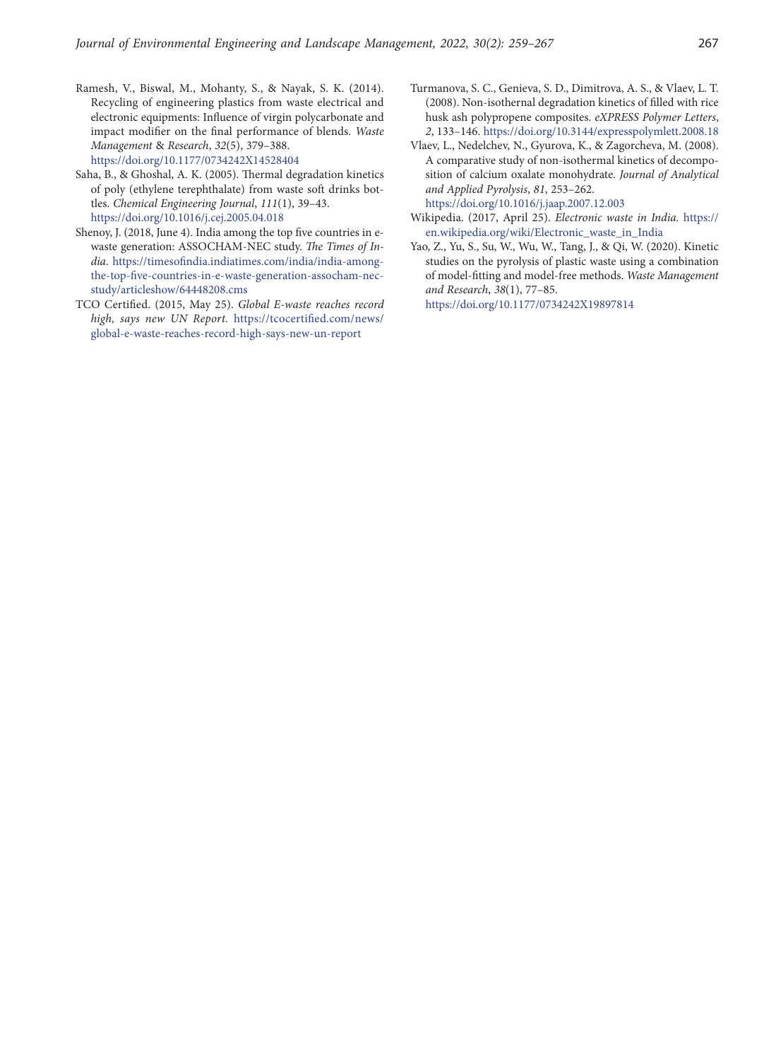Ramesh, V., Biswal, M., Mohanty, S., & Nayak, S. K. (2014). Recycling of engineering plastics from waste electrical and electronic equipments: Influence of virgin polycarbonate and impact modifier on the final performance of blends. *Waste Management & Research*, *32*(5), 379–388. https://doi.org/10.1177/0734242X14528404

Saha, B., & Ghoshal, A. K. (2005). Thermal degradation kinetics of poly (ethylene terephthalate) from waste soft drinks bottles. *Chemical Engineering Journal*, *111*(1), 39–43. https://doi.org/10.1016/j.cej.2005.04.018

Shenoy, J. (2018, June 4). India among the top five countries in e-waste generation: ASSOCHAM-NEC study. *The Times of India*. https://timesofindia.indiatimes.com/india/india-among-the-top-five-countries-in-e-waste-generation-assocham-nec-study/articleshow/64448208.cms

TCO Certified. (2015, May 25). *Global E-waste reaches record high, says new UN Report*. https://tcocertified.com/news/global-e-waste-reaches-record-high-says-new-un-report

Turmanova, S. C., Genieva, S. D., Dimitrova, A. S., & Vlaev, L. T. (2008). Non-isothernal degradation kinetics of filled with rice husk ash polypropene composites. *eXPRESS Polymer Letters*, *2*, 133–146. https://doi.org/10.3144/expresspolymlett.2008.18

Vlaev, L., Nedelchev, N., Gyurova, K., & Zagorcheva, M. (2008). A comparative study of non-isothermal kinetics of decomposition of calcium oxalate monohydrate. *Journal of Analytical and Applied Pyrolysis*, *81*, 253–262. https://doi.org/10.1016/j.jaap.2007.12.003

Wikipedia. (2017, April 25). *Electronic waste in India*. https://en.wikipedia.org/wiki/Electronic_waste_in_India

Yao, Z., Yu, S., Su, W., Wu, W., Tang, J., & Qi, W. (2020). Kinetic studies on the pyrolysis of plastic waste using a combination of model-fitting and model-free methods. *Waste Management and Research*, *38*(1), 77–85. https://doi.org/10.1177/0734242X19897814